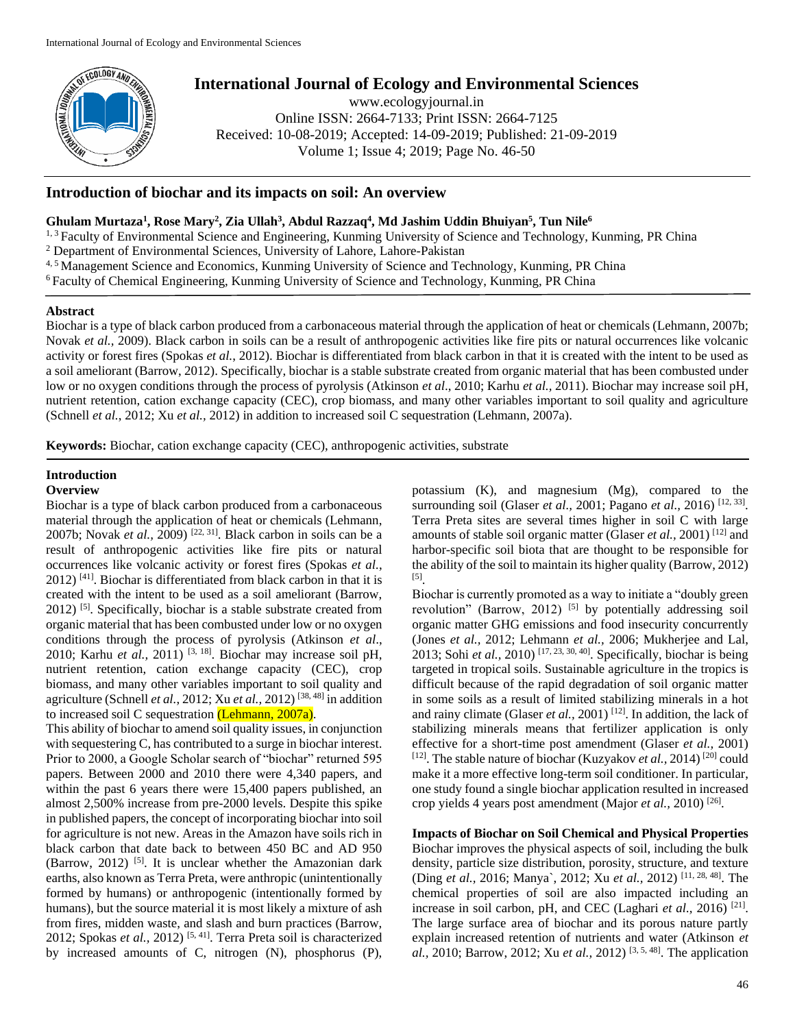# International Journal of Ecology and Environmental Sciences

www.ecologyjournal.in
Online ISSN: 2664-7133; Print ISSN: 2664-7125
Received: 10-08-2019; Accepted: 14-09-2019; Published: 21-09-2019
Volume 1; Issue 4; 2019; Page No. 46-50

## Introduction of biochar and its impacts on soil: An overview

**Ghulam Murtaza[1], Rose Mary[2], Zia Ullah[3], Abdul Razzaq[4], Md Jashim Uddin Bhuiyan[5], Tun Nile[6]**

[1, 3] Faculty of Environmental Science and Engineering, Kunming University of Science and Technology, Kunming, PR China
[2] Department of Environmental Sciences, University of Lahore, Lahore-Pakistan
[4, 5] Management Science and Economics, Kunming University of Science and Technology, Kunming, PR China
[6] Faculty of Chemical Engineering, Kunming University of Science and Technology, Kunming, PR China

**Abstract**

Biochar is a type of black carbon produced from a carbonaceous material through the application of heat or chemicals (Lehmann, 2007b; Novak *et al.,* 2009). Black carbon in soils can be a result of anthropogenic activities like fire pits or natural occurrences like volcanic activity or forest fires (Spokas *et al.*, 2012). Biochar is differentiated from black carbon in that it is created with the intent to be used as a soil ameliorant (Barrow, 2012). Specifically, biochar is a stable substrate created from organic material that has been combusted under low or no oxygen conditions through the process of pyrolysis (Atkinson *et al*., 2010; Karhu *et al.,* 2011). Biochar may increase soil pH, nutrient retention, cation exchange capacity (CEC), crop biomass, and many other variables important to soil quality and agriculture (Schnell *et al.,* 2012; Xu *et al.,* 2012) in addition to increased soil C sequestration (Lehmann, 2007a).

**Keywords:** Biochar, cation exchange capacity (CEC), anthropogenic activities, substrate

## Introduction

### Overview

Biochar is a type of black carbon produced from a carbonaceous material through the application of heat or chemicals (Lehmann, 2007b; Novak *et al.,* 2009) [22, 31]. Black carbon in soils can be a result of anthropogenic activities like fire pits or natural occurrences like volcanic activity or forest fires (Spokas *et al.*, 2012) [41]. Biochar is differentiated from black carbon in that it is created with the intent to be used as a soil ameliorant (Barrow, 2012) [5]. Specifically, biochar is a stable substrate created from organic material that has been combusted under low or no oxygen conditions through the process of pyrolysis (Atkinson *et al*., 2010; Karhu *et al.,* 2011) [3, 18]. Biochar may increase soil pH, nutrient retention, cation exchange capacity (CEC), crop biomass, and many other variables important to soil quality and agriculture (Schnell *et al.*, 2012; Xu *et al.,* 2012) [38, 48] in addition to increased soil C sequestration (Lehmann, 2007a).

This ability of biochar to amend soil quality issues, in conjunction with sequestering C, has contributed to a surge in biochar interest. Prior to 2000, a Google Scholar search of "biochar" returned 595 papers. Between 2000 and 2010 there were 4,340 papers, and within the past 6 years there were 15,400 papers published, an almost 2,500% increase from pre-2000 levels. Despite this spike in published papers, the concept of incorporating biochar into soil for agriculture is not new. Areas in the Amazon have soils rich in black carbon that date back to between 450 BC and AD 950 (Barrow, 2012) [5]. It is unclear whether the Amazonian dark earths, also known as Terra Preta, were anthropic (unintentionally formed by humans) or anthropogenic (intentionally formed by humans), but the source material it is most likely a mixture of ash from fires, midden waste, and slash and burn practices (Barrow, 2012; Spokas *et al.*, 2012) [5, 41]. Terra Preta soil is characterized by increased amounts of C, nitrogen (N), phosphorus (P), potassium (K), and magnesium (Mg), compared to the surrounding soil (Glaser *et al.,* 2001; Pagano *et al.,* 2016) [12, 33]. Terra Preta sites are several times higher in soil C with large amounts of stable soil organic matter (Glaser *et al.*, 2001) [12] and harbor-specific soil biota that are thought to be responsible for the ability of the soil to maintain its higher quality (Barrow, 2012) [5].

Biochar is currently promoted as a way to initiate a "doubly green revolution" (Barrow, 2012) [5] by potentially addressing soil organic matter GHG emissions and food insecurity concurrently (Jones *et al.,* 2012; Lehmann *et al.,* 2006; Mukherjee and Lal, 2013; Sohi *et al.,* 2010) [17, 23, 30, 40]. Specifically, biochar is being targeted in tropical soils. Sustainable agriculture in the tropics is difficult because of the rapid degradation of soil organic matter in some soils as a result of limited stabilizing minerals in a hot and rainy climate (Glaser *et al.,* 2001) [12]. In addition, the lack of stabilizing minerals means that fertilizer application is only effective for a short-time post amendment (Glaser *et al.,* 2001) [12]. The stable nature of biochar (Kuzyakov *et al.,* 2014) [20] could make it a more effective long-term soil conditioner. In particular, one study found a single biochar application resulted in increased crop yields 4 years post amendment (Major *et al.,* 2010) [26].

**Impacts of Biochar on Soil Chemical and Physical Properties**

Biochar improves the physical aspects of soil, including the bulk density, particle size distribution, porosity, structure, and texture (Ding *et al.,* 2016; Manya`, 2012; Xu *et al.,* 2012) [11, 28, 48]. The chemical properties of soil are also impacted including an increase in soil carbon, pH, and CEC (Laghari *et al.,* 2016) [21]. The large surface area of biochar and its porous nature partly explain increased retention of nutrients and water (Atkinson *et al.,* 2010; Barrow, 2012; Xu *et al.,* 2012) [3, 5, 48]. The application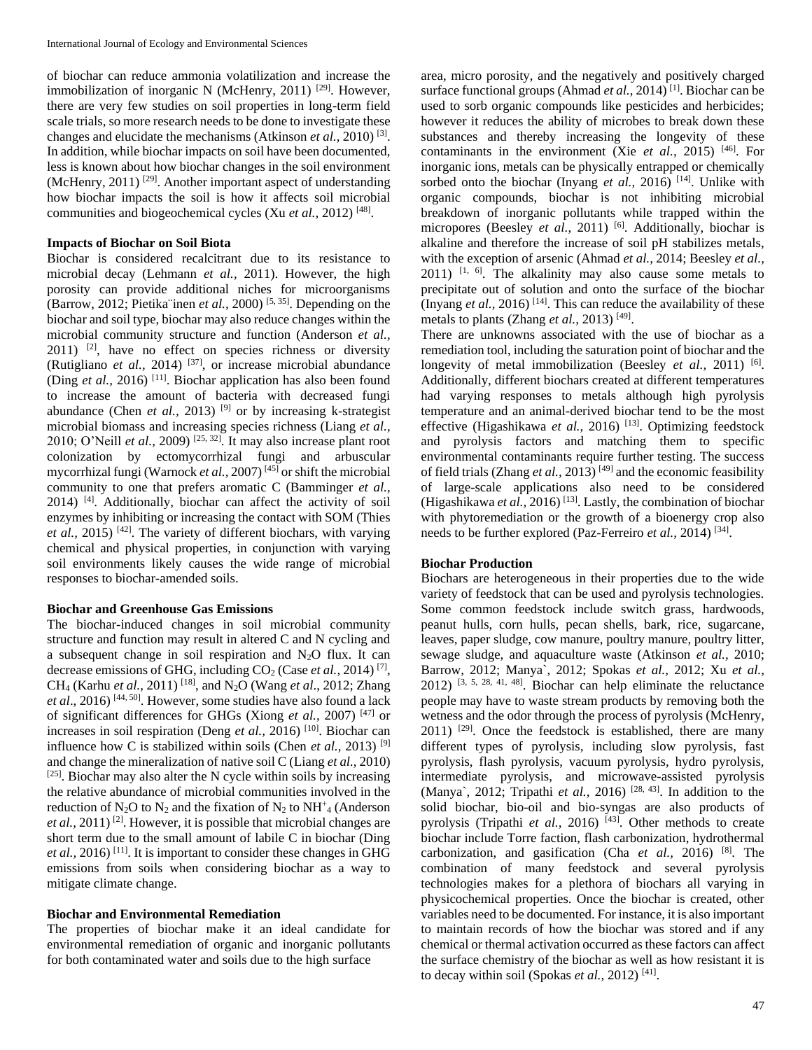of biochar can reduce ammonia volatilization and increase the immobilization of inorganic N (McHenry, 2011) [29]. However, there are very few studies on soil properties in long-term field scale trials, so more research needs to be done to investigate these changes and elucidate the mechanisms (Atkinson *et al.,* 2010) [3]. In addition, while biochar impacts on soil have been documented, less is known about how biochar changes in the soil environment (McHenry, 2011) [29]. Another important aspect of understanding how biochar impacts the soil is how it affects soil microbial communities and biogeochemical cycles (Xu *et al.,* 2012) [48].

**Impacts of Biochar on Soil Biota**

Biochar is considered recalcitrant due to its resistance to microbial decay (Lehmann *et al.,* 2011). However, the high porosity can provide additional niches for microorganisms (Barrow, 2012; Pietika¨inen *et al.,* 2000) [5, 35]. Depending on the biochar and soil type, biochar may also reduce changes within the microbial community structure and function (Anderson *et al.,* 2011) [2], have no effect on species richness or diversity (Rutigliano *et al.,* 2014) [37], or increase microbial abundance (Ding *et al.,* 2016) [11]. Biochar application has also been found to increase the amount of bacteria with decreased fungi abundance (Chen *et al.,* 2013) [9] or by increasing k-strategist microbial biomass and increasing species richness (Liang *et al.,* 2010; O'Neill *et al.,* 2009) [25, 32]. It may also increase plant root colonization by ectomycorrhizal fungi and arbuscular mycorrhizal fungi (Warnock *et al.,* 2007) [45] or shift the microbial community to one that prefers aromatic C (Bamminger *et al.,* 2014) [4]. Additionally, biochar can affect the activity of soil enzymes by inhibiting or increasing the contact with SOM (Thies *et al.,* 2015) [42]. The variety of different biochars, with varying chemical and physical properties, in conjunction with varying soil environments likely causes the wide range of microbial responses to biochar-amended soils.

**Biochar and Greenhouse Gas Emissions**

The biochar-induced changes in soil microbial community structure and function may result in altered C and N cycling and a subsequent change in soil respiration and $N_2O$ flux. It can decrease emissions of GHG, including $CO_2$ (Case *et al.,* 2014) [7], $CH_4$ (Karhu *et al.,* 2011) [18], and $N_2O$ (Wang *et al*., 2012; Zhang *et al*., 2016) [44, 50]. However, some studies have also found a lack of significant differences for GHGs (Xiong *et al.,* 2007) [47] or increases in soil respiration (Deng *et al.,* 2016) [10]. Biochar can influence how C is stabilized within soils (Chen *et al.,* 2013) [9] and change the mineralization of native soil C (Liang *et al.,* 2010) [25]. Biochar may also alter the N cycle within soils by increasing the relative abundance of microbial communities involved in the reduction of $N_2O$ to $N_2$ and the fixation of $N_2$ to $NH^{+}_4$ (Anderson *et al.,* 2011) [2]. However, it is possible that microbial changes are short term due to the small amount of labile C in biochar (Ding *et al.,* 2016) [11]. It is important to consider these changes in GHG emissions from soils when considering biochar as a way to mitigate climate change.

**Biochar and Environmental Remediation**

The properties of biochar make it an ideal candidate for environmental remediation of organic and inorganic pollutants for both contaminated water and soils due to the high surface area, micro porosity, and the negatively and positively charged surface functional groups (Ahmad *et al.,* 2014) [1]. Biochar can be used to sorb organic compounds like pesticides and herbicides; however it reduces the ability of microbes to break down these substances and thereby increasing the longevity of these contaminants in the environment (Xie *et al.,* 2015) [46]. For inorganic ions, metals can be physically entrapped or chemically sorbed onto the biochar (Inyang *et al.,* 2016) [14]. Unlike with organic compounds, biochar is not inhibiting microbial breakdown of inorganic pollutants while trapped within the micropores (Beesley *et al.,* 2011) [6]. Additionally, biochar is alkaline and therefore the increase of soil pH stabilizes metals, with the exception of arsenic (Ahmad *et al.,* 2014; Beesley *et al.,* 2011) [1, 6]. The alkalinity may also cause some metals to precipitate out of solution and onto the surface of the biochar (Inyang *et al.,* 2016) [14]. This can reduce the availability of these metals to plants (Zhang *et al.,* 2013) [49].

There are unknowns associated with the use of biochar as a remediation tool, including the saturation point of biochar and the longevity of metal immobilization (Beesley *et al.,* 2011) [6]. Additionally, different biochars created at different temperatures had varying responses to metals although high pyrolysis temperature and an animal-derived biochar tend to be the most effective (Higashikawa *et al.,* 2016) [13]. Optimizing feedstock and pyrolysis factors and matching them to specific environmental contaminants require further testing. The success of field trials (Zhang *et al.,* 2013) [49] and the economic feasibility of large-scale applications also need to be considered (Higashikawa *et al.,* 2016) [13]. Lastly, the combination of biochar with phytoremediation or the growth of a bioenergy crop also needs to be further explored (Paz-Ferreiro *et al.,* 2014) [34].

**Biochar Production**

Biochars are heterogeneous in their properties due to the wide variety of feedstock that can be used and pyrolysis technologies. Some common feedstock include switch grass, hardwoods, peanut hulls, corn hulls, pecan shells, bark, rice, sugarcane, leaves, paper sludge, cow manure, poultry manure, poultry litter, sewage sludge, and aquaculture waste (Atkinson *et al.,* 2010; Barrow, 2012; Manya`, 2012; Spokas *et al.,* 2012; Xu *et al.,* 2012) [3, 5, 28, 41, 48]. Biochar can help eliminate the reluctance people may have to waste stream products by removing both the wetness and the odor through the process of pyrolysis (McHenry, 2011) [29]. Once the feedstock is established, there are many different types of pyrolysis, including slow pyrolysis, fast pyrolysis, flash pyrolysis, vacuum pyrolysis, hydro pyrolysis, intermediate pyrolysis, and microwave-assisted pyrolysis (Manya`, 2012; Tripathi *et al.,* 2016) [28, 43]. In addition to the solid biochar, bio-oil and bio-syngas are also products of pyrolysis (Tripathi *et al.,* 2016) [43]. Other methods to create biochar include Torre faction, flash carbonization, hydrothermal carbonization, and gasification (Cha *et al.,* 2016) [8]. The combination of many feedstock and several pyrolysis technologies makes for a plethora of biochars all varying in physicochemical properties. Once the biochar is created, other variables need to be documented. For instance, it is also important to maintain records of how the biochar was stored and if any chemical or thermal activation occurred as these factors can affect the surface chemistry of the biochar as well as how resistant it is to decay within soil (Spokas *et al.,* 2012) [41].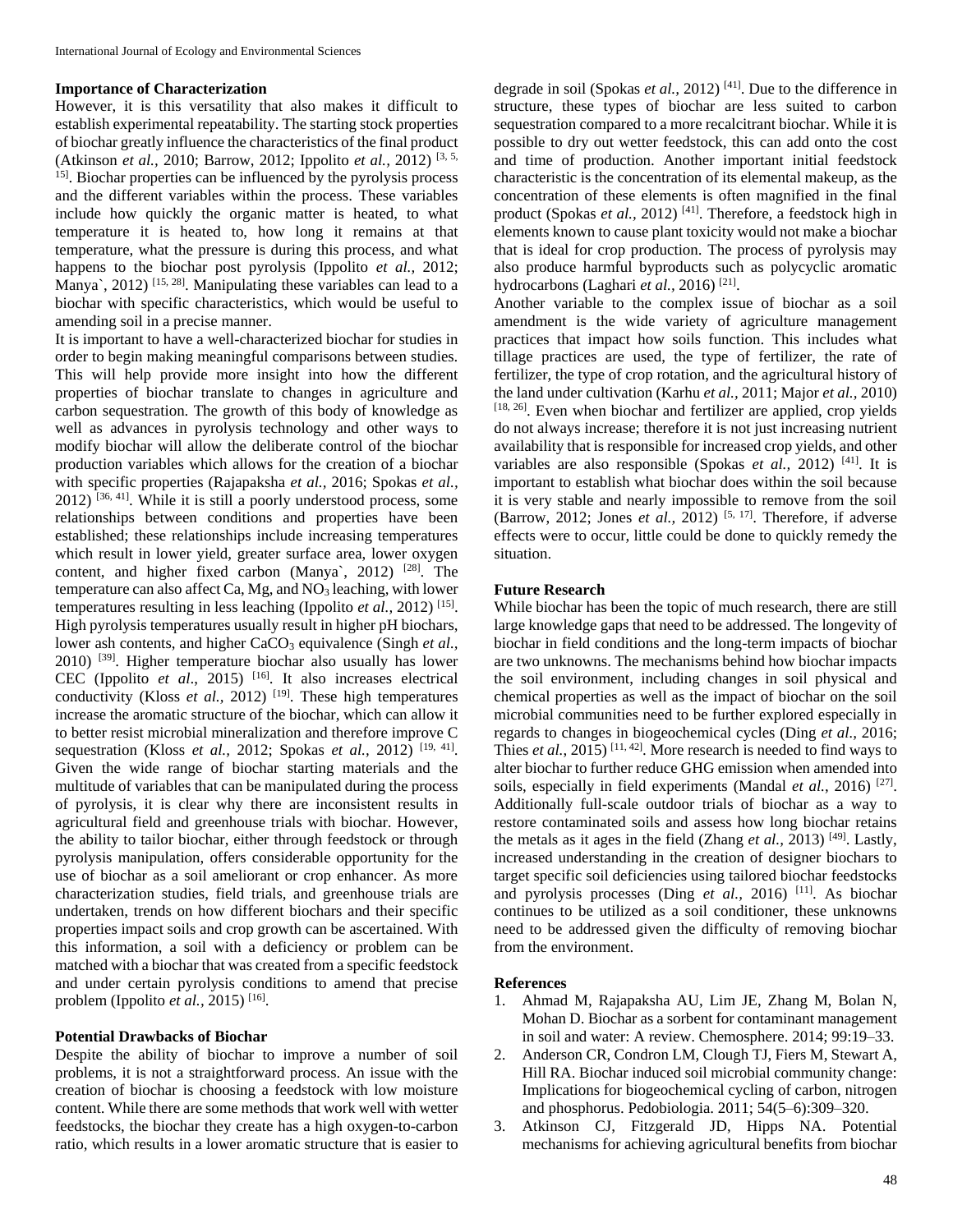**Importance of Characterization**

However, it is this versatility that also makes it difficult to establish experimental repeatability. The starting stock properties of biochar greatly influence the characteristics of the final product (Atkinson *et al.,* 2010; Barrow, 2012; Ippolito *et al.,* 2012) [3, 5, 15]. Biochar properties can be influenced by the pyrolysis process and the different variables within the process. These variables include how quickly the organic matter is heated, to what temperature it is heated to, how long it remains at that temperature, what the pressure is during this process, and what happens to the biochar post pyrolysis (Ippolito *et al.,* 2012; Manya`, 2012) [15, 28]. Manipulating these variables can lead to a biochar with specific characteristics, which would be useful to amending soil in a precise manner.

It is important to have a well-characterized biochar for studies in order to begin making meaningful comparisons between studies. This will help provide more insight into how the different properties of biochar translate to changes in agriculture and carbon sequestration. The growth of this body of knowledge as well as advances in pyrolysis technology and other ways to modify biochar will allow the deliberate control of the biochar production variables which allows for the creation of a biochar with specific properties (Rajapaksha *et al.,* 2016; Spokas *et al.,* 2012) [36, 41]. While it is still a poorly understood process, some relationships between conditions and properties have been established; these relationships include increasing temperatures which result in lower yield, greater surface area, lower oxygen content, and higher fixed carbon (Manya`, 2012) [28]. The temperature can also affect Ca, Mg, and $NO_3$ leaching, with lower temperatures resulting in less leaching (Ippolito *et al.,* 2012) [15]. High pyrolysis temperatures usually result in higher pH biochars, lower ash contents, and higher $CaCO_3$ equivalence (Singh *et al.,* 2010) [39]. Higher temperature biochar also usually has lower CEC (Ippolito *et al*., 2015) [16]. It also increases electrical conductivity (Kloss *et al.,* 2012) [19]. These high temperatures increase the aromatic structure of the biochar, which can allow it to better resist microbial mineralization and therefore improve C sequestration (Kloss *et al.,* 2012; Spokas *et al.,* 2012) [19, 41]. Given the wide range of biochar starting materials and the multitude of variables that can be manipulated during the process of pyrolysis, it is clear why there are inconsistent results in agricultural field and greenhouse trials with biochar. However, the ability to tailor biochar, either through feedstock or through pyrolysis manipulation, offers considerable opportunity for the use of biochar as a soil ameliorant or crop enhancer. As more characterization studies, field trials, and greenhouse trials are undertaken, trends on how different biochars and their specific properties impact soils and crop growth can be ascertained. With this information, a soil with a deficiency or problem can be matched with a biochar that was created from a specific feedstock and under certain pyrolysis conditions to amend that precise problem (Ippolito *et al.,* 2015) [16].

**Potential Drawbacks of Biochar**

Despite the ability of biochar to improve a number of soil problems, it is not a straightforward process. An issue with the creation of biochar is choosing a feedstock with low moisture content. While there are some methods that work well with wetter feedstocks, the biochar they create has a high oxygen-to-carbon ratio, which results in a lower aromatic structure that is easier to degrade in soil (Spokas *et al.,* 2012) [41]. Due to the difference in structure, these types of biochar are less suited to carbon sequestration compared to a more recalcitrant biochar. While it is possible to dry out wetter feedstock, this can add onto the cost and time of production. Another important initial feedstock characteristic is the concentration of its elemental makeup, as the concentration of these elements is often magnified in the final product (Spokas *et al.,* 2012) [41]. Therefore, a feedstock high in elements known to cause plant toxicity would not make a biochar that is ideal for crop production. The process of pyrolysis may also produce harmful byproducts such as polycyclic aromatic hydrocarbons (Laghari *et al.,* 2016) [21].

Another variable to the complex issue of biochar as a soil amendment is the wide variety of agriculture management practices that impact how soils function. This includes what tillage practices are used, the type of fertilizer, the rate of fertilizer, the type of crop rotation, and the agricultural history of the land under cultivation (Karhu *et al.,* 2011; Major *et al.,* 2010) [18, 26]. Even when biochar and fertilizer are applied, crop yields do not always increase; therefore it is not just increasing nutrient availability that is responsible for increased crop yields, and other variables are also responsible (Spokas *et al.,* 2012) [41]. It is important to establish what biochar does within the soil because it is very stable and nearly impossible to remove from the soil (Barrow, 2012; Jones *et al.,* 2012) [5, 17]. Therefore, if adverse effects were to occur, little could be done to quickly remedy the situation.

**Future Research**

While biochar has been the topic of much research, there are still large knowledge gaps that need to be addressed. The longevity of biochar in field conditions and the long-term impacts of biochar are two unknowns. The mechanisms behind how biochar impacts the soil environment, including changes in soil physical and chemical properties as well as the impact of biochar on the soil microbial communities need to be further explored especially in regards to changes in biogeochemical cycles (Ding *et al.*, 2016; Thies *et al.,* 2015) [11, 42]. More research is needed to find ways to alter biochar to further reduce GHG emission when amended into soils, especially in field experiments (Mandal *et al.*, 2016) [27]. Additionally full-scale outdoor trials of biochar as a way to restore contaminated soils and assess how long biochar retains the metals as it ages in the field (Zhang *et al.,* 2013) [49]. Lastly, increased understanding in the creation of designer biochars to target specific soil deficiencies using tailored biochar feedstocks and pyrolysis processes (Ding *et al.,* 2016) [11]. As biochar continues to be utilized as a soil conditioner, these unknowns need to be addressed given the difficulty of removing biochar from the environment.

**References**

1. Ahmad M, Rajapaksha AU, Lim JE, Zhang M, Bolan N, Mohan D. Biochar as a sorbent for contaminant management in soil and water: A review. Chemosphere. 2014; 99:19–33.
2. Anderson CR, Condron LM, Clough TJ, Fiers M, Stewart A, Hill RA. Biochar induced soil microbial community change: Implications for biogeochemical cycling of carbon, nitrogen and phosphorus. Pedobiologia. 2011; 54(5–6):309–320.
3. Atkinson CJ, Fitzgerald JD, Hipps NA. Potential mechanisms for achieving agricultural benefits from biochar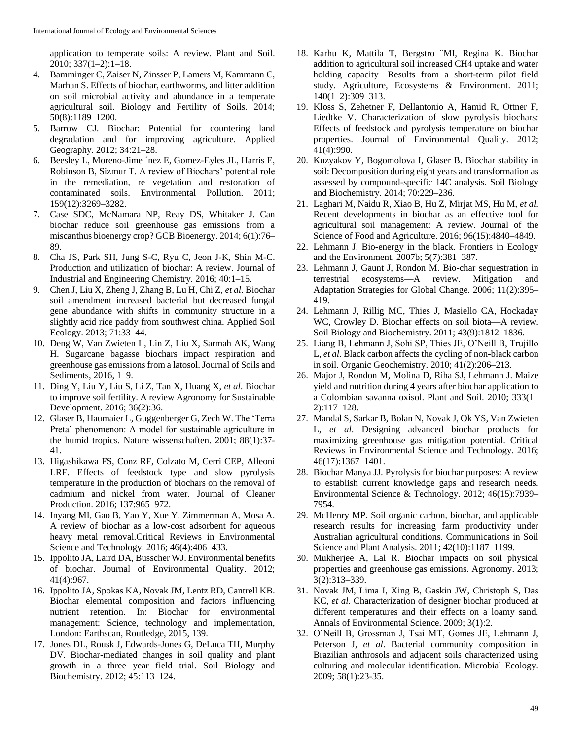application to temperate soils: A review. Plant and Soil. 2010; 337(1–2):1–18.

4. Bamminger C, Zaiser N, Zinsser P, Lamers M, Kammann C, Marhan S. Effects of biochar, earthworms, and litter addition on soil microbial activity and abundance in a temperate agricultural soil. Biology and Fertility of Soils. 2014; 50(8):1189–1200.
5. Barrow CJ. Biochar: Potential for countering land degradation and for improving agriculture. Applied Geography. 2012; 34:21–28.
6. Beesley L, Moreno-Jime ´nez E, Gomez-Eyles JL, Harris E, Robinson B, Sizmur T. A review of Biochars' potential role in the remediation, re vegetation and restoration of contaminated soils. Environmental Pollution. 2011; 159(12):3269–3282.
7. Case SDC, McNamara NP, Reay DS, Whitaker J. Can biochar reduce soil greenhouse gas emissions from a miscanthus bioenergy crop? GCB Bioenergy. 2014; 6(1):76–89.
8. Cha JS, Park SH, Jung S-C, Ryu C, Jeon J-K, Shin M-C. Production and utilization of biochar: A review. Journal of Industrial and Engineering Chemistry. 2016; 40:1–15.
9. Chen J, Liu X, Zheng J, Zhang B, Lu H, Chi Z, *et al*. Biochar soil amendment increased bacterial but decreased fungal gene abundance with shifts in community structure in a slightly acid rice paddy from southwest china. Applied Soil Ecology. 2013; 71:33–44.
10. Deng W, Van Zwieten L, Lin Z, Liu X, Sarmah AK, Wang H. Sugarcane bagasse biochars impact respiration and greenhouse gas emissions from a latosol. Journal of Soils and Sediments, 2016, 1–9.
11. Ding Y, Liu Y, Liu S, Li Z, Tan X, Huang X, *et al*. Biochar to improve soil fertility. A review Agronomy for Sustainable Development. 2016; 36(2):36.
12. Glaser B, Haumaier L, Guggenberger G, Zech W. The 'Terra Preta' phenomenon: A model for sustainable agriculture in the humid tropics. Nature wissenschaften. 2001; 88(1):37-41.
13. Higashikawa FS, Conz RF, Colzato M, Cerri CEP, Alleoni LRF. Effects of feedstock type and slow pyrolysis temperature in the production of biochars on the removal of cadmium and nickel from water. Journal of Cleaner Production. 2016; 137:965–972.
14. Inyang MI, Gao B, Yao Y, Xue Y, Zimmerman A, Mosa A. A review of biochar as a low-cost adsorbent for aqueous heavy metal removal.Critical Reviews in Environmental Science and Technology. 2016; 46(4):406–433.
15. Ippolito JA, Laird DA, Busscher WJ. Environmental benefits of biochar. Journal of Environmental Quality. 2012; 41(4):967.
16. Ippolito JA, Spokas KA, Novak JM, Lentz RD, Cantrell KB. Biochar elemental composition and factors influencing nutrient retention. In: Biochar for environmental management: Science, technology and implementation, London: Earthscan, Routledge, 2015, 139.
17. Jones DL, Rousk J, Edwards-Jones G, DeLuca TH, Murphy DV. Biochar-mediated changes in soil quality and plant growth in a three year field trial. Soil Biology and Biochemistry. 2012; 45:113–124.
18. Karhu K, Mattila T, Bergstro ¨MI, Regina K. Biochar addition to agricultural soil increased CH4 uptake and water holding capacity—Results from a short-term pilot field study. Agriculture, Ecosystems & Environment. 2011; 140(1–2):309–313.
19. Kloss S, Zehetner F, Dellantonio A, Hamid R, Ottner F, Liedtke V. Characterization of slow pyrolysis biochars: Effects of feedstock and pyrolysis temperature on biochar properties. Journal of Environmental Quality. 2012; 41(4):990.
20. Kuzyakov Y, Bogomolova I, Glaser B. Biochar stability in soil: Decomposition during eight years and transformation as assessed by compound-specific 14C analysis. Soil Biology and Biochemistry. 2014; 70:229–236.
21. Laghari M, Naidu R, Xiao B, Hu Z, Mirjat MS, Hu M, *et al*. Recent developments in biochar as an effective tool for agricultural soil management: A review. Journal of the Science of Food and Agriculture. 2016; 96(15):4840–4849.
22. Lehmann J. Bio-energy in the black. Frontiers in Ecology and the Environment. 2007b; 5(7):381–387.
23. Lehmann J, Gaunt J, Rondon M. Bio-char sequestration in terrestrial ecosystems—A review. Mitigation and Adaptation Strategies for Global Change. 2006; 11(2):395–419.
24. Lehmann J, Rillig MC, Thies J, Masiello CA, Hockaday WC, Crowley D. Biochar effects on soil biota—A review. Soil Biology and Biochemistry. 2011; 43(9):1812–1836.
25. Liang B, Lehmann J, Sohi SP, Thies JE, O'Neill B, Trujillo L, *et al*. Black carbon affects the cycling of non-black carbon in soil. Organic Geochemistry. 2010; 41(2):206–213.
26. Major J, Rondon M, Molina D, Riha SJ, Lehmann J. Maize yield and nutrition during 4 years after biochar application to a Colombian savanna oxisol. Plant and Soil. 2010; 333(1–2):117–128.
27. Mandal S, Sarkar B, Bolan N, Novak J, Ok YS, Van Zwieten L, *et al*. Designing advanced biochar products for maximizing greenhouse gas mitigation potential. Critical Reviews in Environmental Science and Technology. 2016; 46(17):1367–1401.
28. Biochar Manya JJ. Pyrolysis for biochar purposes: A review to establish current knowledge gaps and research needs. Environmental Science & Technology. 2012; 46(15):7939–7954.
29. McHenry MP. Soil organic carbon, biochar, and applicable research results for increasing farm productivity under Australian agricultural conditions. Communications in Soil Science and Plant Analysis. 2011; 42(10):1187–1199.
30. Mukherjee A, Lal R. Biochar impacts on soil physical properties and greenhouse gas emissions. Agronomy. 2013; 3(2):313–339.
31. Novak JM, Lima I, Xing B, Gaskin JW, Christoph S, Das KC, *et al*. Characterization of designer biochar produced at different temperatures and their effects on a loamy sand. Annals of Environmental Science. 2009; 3(1):2.
32. O'Neill B, Grossman J, Tsai MT, Gomes JE, Lehmann J, Peterson J, *et al*. Bacterial community composition in Brazilian anthrosols and adjacent soils characterized using culturing and molecular identification. Microbial Ecology. 2009; 58(1):23-35.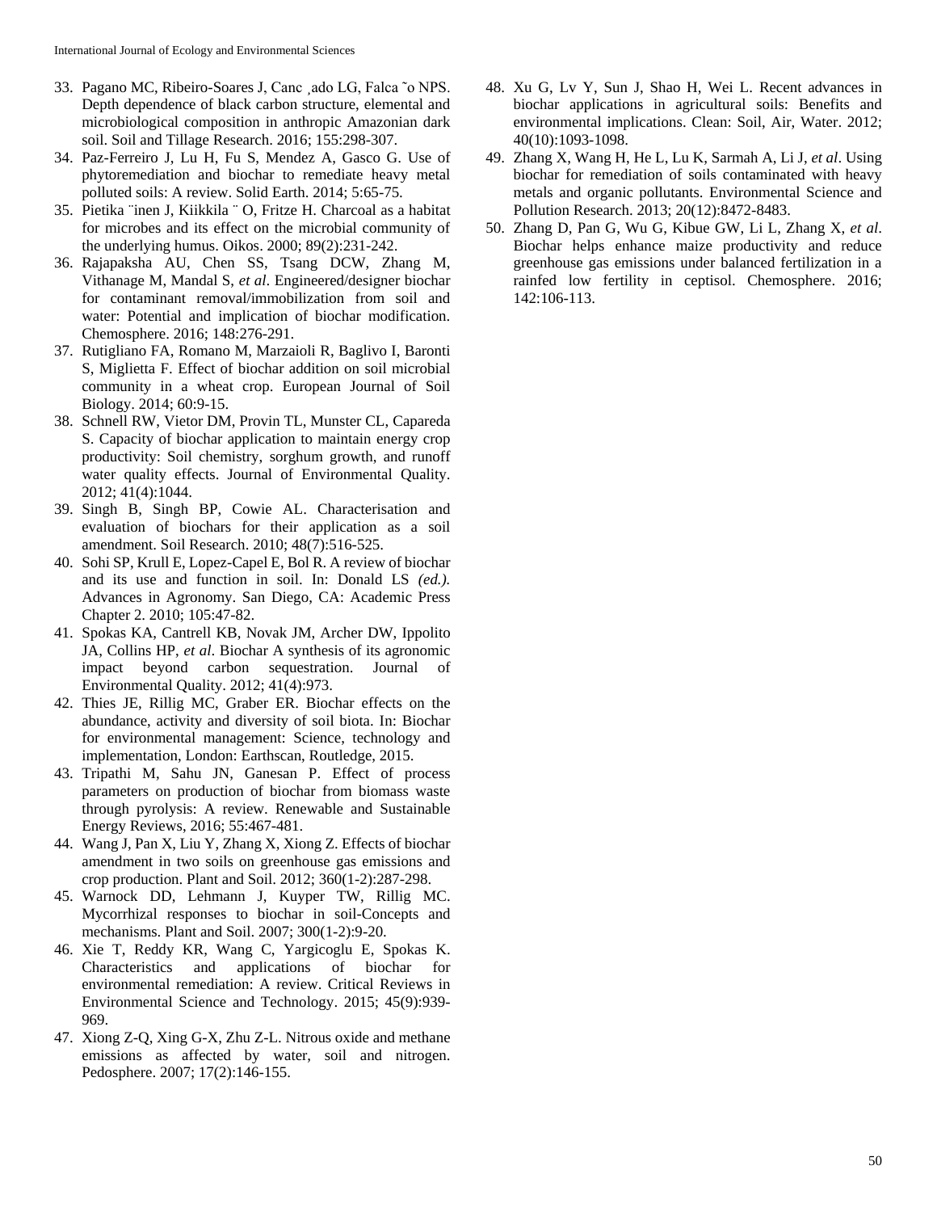33. Pagano MC, Ribeiro-Soares J, Canc ¸ado LG, Falca ˜o NPS. Depth dependence of black carbon structure, elemental and microbiological composition in anthropic Amazonian dark soil. Soil and Tillage Research. 2016; 155:298-307.
34. Paz-Ferreiro J, Lu H, Fu S, Mendez A, Gasco G. Use of phytoremediation and biochar to remediate heavy metal polluted soils: A review. Solid Earth. 2014; 5:65-75.
35. Pietika ¨inen J, Kiikkila ¨ O, Fritze H. Charcoal as a habitat for microbes and its effect on the microbial community of the underlying humus. Oikos. 2000; 89(2):231-242.
36. Rajapaksha AU, Chen SS, Tsang DCW, Zhang M, Vithanage M, Mandal S, *et al*. Engineered/designer biochar for contaminant removal/immobilization from soil and water: Potential and implication of biochar modification. Chemosphere. 2016; 148:276-291.
37. Rutigliano FA, Romano M, Marzaioli R, Baglivo I, Baronti S, Miglietta F. Effect of biochar addition on soil microbial community in a wheat crop. European Journal of Soil Biology. 2014; 60:9-15.
38. Schnell RW, Vietor DM, Provin TL, Munster CL, Capareda S. Capacity of biochar application to maintain energy crop productivity: Soil chemistry, sorghum growth, and runoff water quality effects. Journal of Environmental Quality. 2012; 41(4):1044.
39. Singh B, Singh BP, Cowie AL. Characterisation and evaluation of biochars for their application as a soil amendment. Soil Research. 2010; 48(7):516-525.
40. Sohi SP, Krull E, Lopez-Capel E, Bol R. A review of biochar and its use and function in soil. In: Donald LS *(ed.).* Advances in Agronomy. San Diego, CA: Academic Press Chapter 2. 2010; 105:47-82.
41. Spokas KA, Cantrell KB, Novak JM, Archer DW, Ippolito JA, Collins HP, *et al*. Biochar A synthesis of its agronomic impact beyond carbon sequestration. Journal of Environmental Quality. 2012; 41(4):973.
42. Thies JE, Rillig MC, Graber ER. Biochar effects on the abundance, activity and diversity of soil biota. In: Biochar for environmental management: Science, technology and implementation, London: Earthscan, Routledge, 2015.
43. Tripathi M, Sahu JN, Ganesan P. Effect of process parameters on production of biochar from biomass waste through pyrolysis: A review. Renewable and Sustainable Energy Reviews, 2016; 55:467-481.
44. Wang J, Pan X, Liu Y, Zhang X, Xiong Z. Effects of biochar amendment in two soils on greenhouse gas emissions and crop production. Plant and Soil. 2012; 360(1-2):287-298.
45. Warnock DD, Lehmann J, Kuyper TW, Rillig MC. Mycorrhizal responses to biochar in soil-Concepts and mechanisms. Plant and Soil. 2007; 300(1-2):9-20.
46. Xie T, Reddy KR, Wang C, Yargicoglu E, Spokas K. Characteristics and applications of biochar for environmental remediation: A review. Critical Reviews in Environmental Science and Technology. 2015; 45(9):939-969.
47. Xiong Z-Q, Xing G-X, Zhu Z-L. Nitrous oxide and methane emissions as affected by water, soil and nitrogen. Pedosphere. 2007; 17(2):146-155.
48. Xu G, Lv Y, Sun J, Shao H, Wei L. Recent advances in biochar applications in agricultural soils: Benefits and environmental implications. Clean: Soil, Air, Water. 2012; 40(10):1093-1098.
49. Zhang X, Wang H, He L, Lu K, Sarmah A, Li J, *et al*. Using biochar for remediation of soils contaminated with heavy metals and organic pollutants. Environmental Science and Pollution Research. 2013; 20(12):8472-8483.
50. Zhang D, Pan G, Wu G, Kibue GW, Li L, Zhang X, *et al*. Biochar helps enhance maize productivity and reduce greenhouse gas emissions under balanced fertilization in a rainfed low fertility in ceptisol. Chemosphere. 2016; 142:106-113.